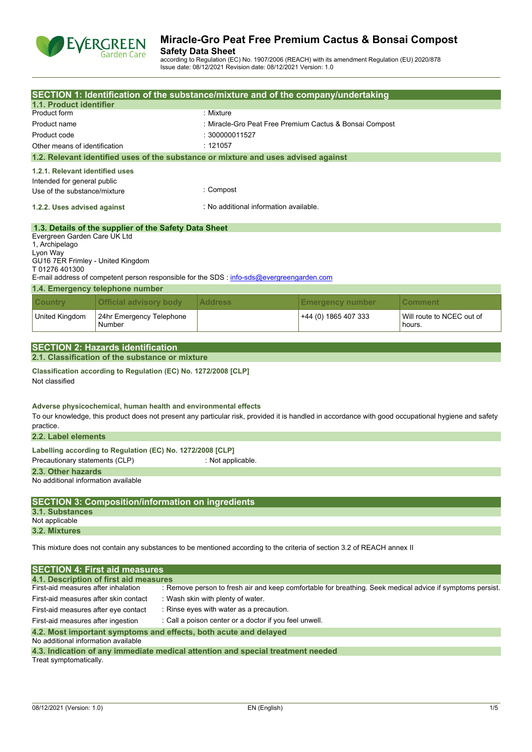# Miracle-Gro Peat Free Premium Cactus & Bonsai Compost

**Safety Data Sheet**

according to Regulation (EC) No. 1907/2006 (REACH) with its amendment Regulation (EU) 2020/878
Issue date: 08/12/2021 Revision date: 08/12/2021 Version: 1.0

## SECTION 1: Identification of the substance/mixture and of the company/undertaking

### 1.1. Product identifier

| | |
|---|---|
| Product form | : Mixture |
| Product name | : Miracle-Gro Peat Free Premium Cactus & Bonsai Compost |
| Product code | : 300000011527 |
| Other means of identification | : 121057 |

### 1.2. Relevant identified uses of the substance or mixture and uses advised against

**1.2.1. Relevant identified uses**

Intended for general public

Use of the substance/mixture : Compost

**1.2.2. Uses advised against** : No additional information available.

### 1.3. Details of the supplier of the Safety Data Sheet

Evergreen Garden Care UK Ltd
1, Archipelago
Lyon Way
GU16 7ER Frimley - United Kingdom
T 01276 401300
E-mail address of competent person responsible for the SDS : info-sds@evergreengarden.com

### 1.4. Emergency telephone number

| Country | Official advisory body | Address | Emergency number | Comment |
|---|---|---|---|---|
| United Kingdom | 24hr Emergency Telephone Number | | +44 (0) 1865 407 333 | Will route to NCEC out of hours. |

## SECTION 2: Hazards identification

### 2.1. Classification of the substance or mixture

**Classification according to Regulation (EC) No. 1272/2008 [CLP]**

Not classified

**Adverse physicochemical, human health and environmental effects**

To our knowledge, this product does not present any particular risk, provided it is handled in accordance with good occupational hygiene and safety practice.

### 2.2. Label elements

**Labelling according to Regulation (EC) No. 1272/2008 [CLP]**

Precautionary statements (CLP) : Not applicable.

### 2.3. Other hazards

No additional information available

## SECTION 3: Composition/information on ingredients

### 3.1. Substances

Not applicable

### 3.2. Mixtures

This mixture does not contain any substances to be mentioned according to the criteria of section 3.2 of REACH annex II

## SECTION 4: First aid measures

### 4.1. Description of first aid measures

| | |
|---|---|
| First-aid measures after inhalation | : Remove person to fresh air and keep comfortable for breathing. Seek medical advice if symptoms persist. |
| First-aid measures after skin contact | : Wash skin with plenty of water. |
| First-aid measures after eye contact | : Rinse eyes with water as a precaution. |
| First-aid measures after ingestion | : Call a poison center or a doctor if you feel unwell. |

### 4.2. Most important symptoms and effects, both acute and delayed

No additional information available

### 4.3. Indication of any immediate medical attention and special treatment needed

Treat symptomatically.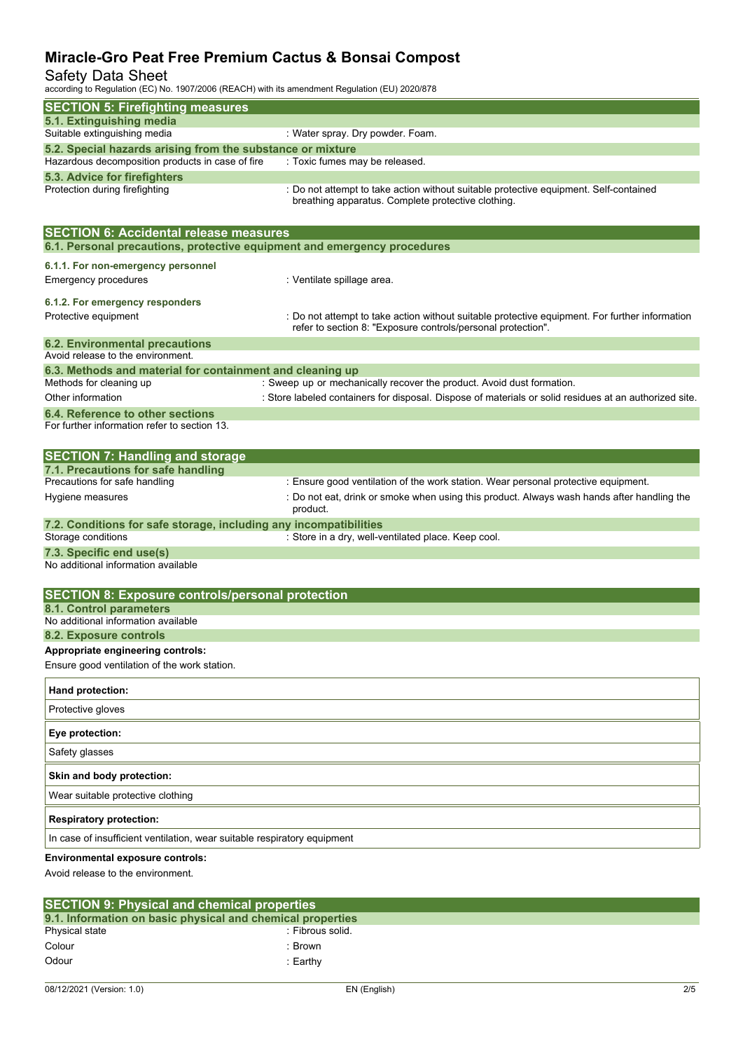## SECTION 5: Firefighting measures

### 5.1. Extinguishing media

Suitable extinguishing media : Water spray. Dry powder. Foam.

### 5.2. Special hazards arising from the substance or mixture

Hazardous decomposition products in case of fire : Toxic fumes may be released.

### 5.3. Advice for firefighters

Protection during firefighting : Do not attempt to take action without suitable protective equipment. Self-contained breathing apparatus. Complete protective clothing.

## SECTION 6: Accidental release measures

### 6.1. Personal precautions, protective equipment and emergency procedures

**6.1.1. For non-emergency personnel**

Emergency procedures : Ventilate spillage area.

**6.1.2. For emergency responders**

Protective equipment : Do not attempt to take action without suitable protective equipment. For further information refer to section 8: "Exposure controls/personal protection".

### 6.2. Environmental precautions

Avoid release to the environment.

### 6.3. Methods and material for containment and cleaning up

Methods for cleaning up : Sweep up or mechanically recover the product. Avoid dust formation.

Other information : Store labeled containers for disposal. Dispose of materials or solid residues at an authorized site.

### 6.4. Reference to other sections

For further information refer to section 13.

## SECTION 7: Handling and storage

### 7.1. Precautions for safe handling

Precautions for safe handling : Ensure good ventilation of the work station. Wear personal protective equipment.

Hygiene measures : Do not eat, drink or smoke when using this product. Always wash hands after handling the product.

### 7.2. Conditions for safe storage, including any incompatibilities

Storage conditions : Store in a dry, well-ventilated place. Keep cool.

### 7.3. Specific end use(s)

No additional information available

## SECTION 8: Exposure controls/personal protection

### 8.1. Control parameters

No additional information available

### 8.2. Exposure controls

**Appropriate engineering controls:**

Ensure good ventilation of the work station.

| Hand protection: |
|---|
| Protective gloves |

| Eye protection: |
|---|
| Safety glasses |

| Skin and body protection: |
|---|
| Wear suitable protective clothing |

| Respiratory protection: |
|---|
| In case of insufficient ventilation, wear suitable respiratory equipment |

**Environmental exposure controls:**

Avoid release to the environment.

## SECTION 9: Physical and chemical properties

### 9.1. Information on basic physical and chemical properties

Physical state : Fibrous solid.

Colour : Brown

Odour : Earthy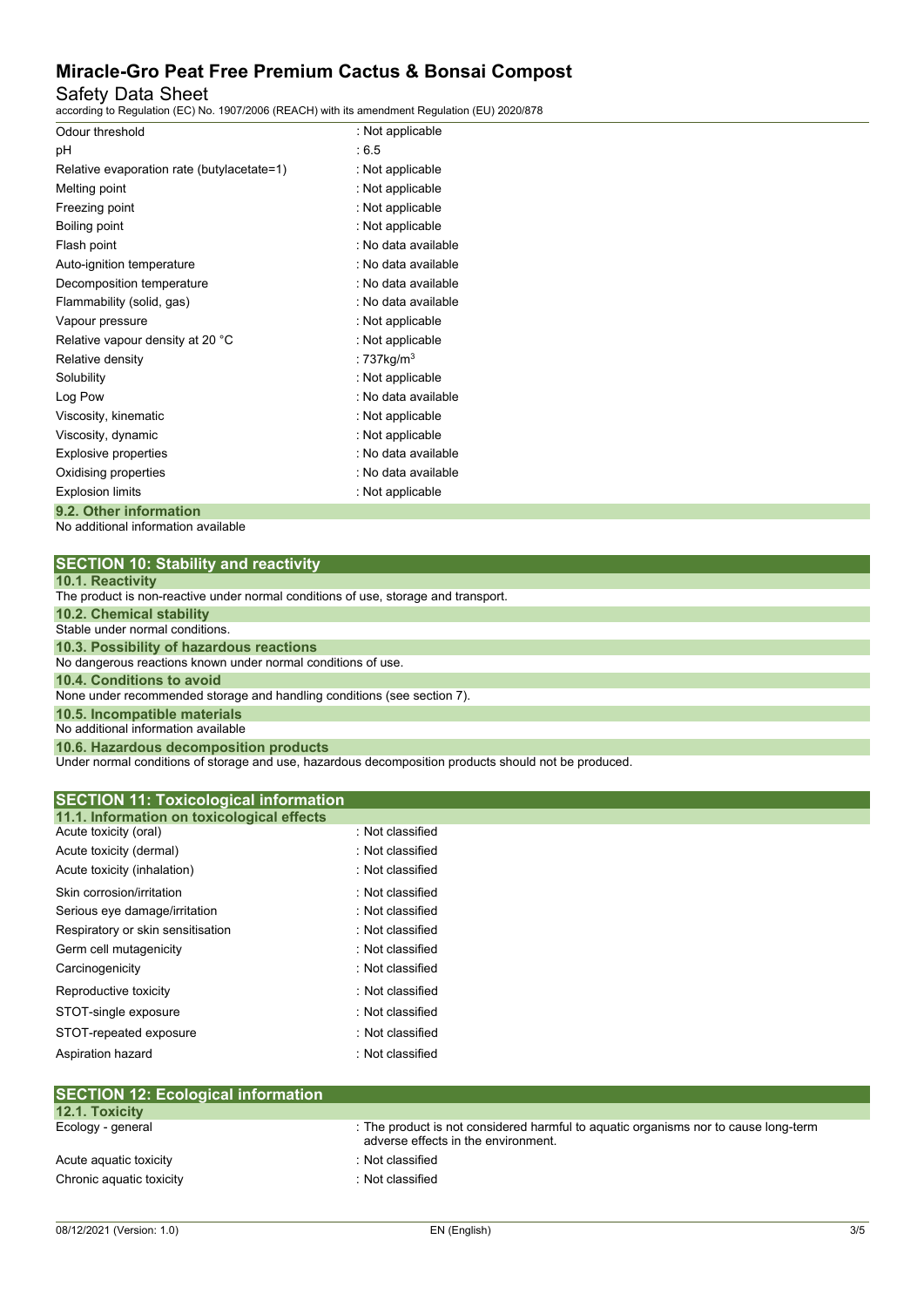| | |
|---|---|
| Odour threshold | : Not applicable |
| pH | : 6.5 |
| Relative evaporation rate (butylacetate=1) | : Not applicable |
| Melting point | : Not applicable |
| Freezing point | : Not applicable |
| Boiling point | : Not applicable |
| Flash point | : No data available |
| Auto-ignition temperature | : No data available |
| Decomposition temperature | : No data available |
| Flammability (solid, gas) | : No data available |
| Vapour pressure | : Not applicable |
| Relative vapour density at 20 °C | : Not applicable |
| Relative density | : 737kg/$m^3$ |
| Solubility | : Not applicable |
| Log Pow | : No data available |
| Viscosity, kinematic | : Not applicable |
| Viscosity, dynamic | : Not applicable |
| Explosive properties | : No data available |
| Oxidising properties | : No data available |
| Explosion limits | : Not applicable |

### 9.2. Other information

No additional information available

## SECTION 10: Stability and reactivity

### 10.1. Reactivity

The product is non-reactive under normal conditions of use, storage and transport.

### 10.2. Chemical stability

Stable under normal conditions.

### 10.3. Possibility of hazardous reactions

No dangerous reactions known under normal conditions of use.

### 10.4. Conditions to avoid

None under recommended storage and handling conditions (see section 7).

### 10.5. Incompatible materials

No additional information available

### 10.6. Hazardous decomposition products

Under normal conditions of storage and use, hazardous decomposition products should not be produced.

## SECTION 11: Toxicological information

### 11.1. Information on toxicological effects

| | |
|---|---|
| Acute toxicity (oral) | : Not classified |
| Acute toxicity (dermal) | : Not classified |
| Acute toxicity (inhalation) | : Not classified |
| Skin corrosion/irritation | : Not classified |
| Serious eye damage/irritation | : Not classified |
| Respiratory or skin sensitisation | : Not classified |
| Germ cell mutagenicity | : Not classified |
| Carcinogenicity | : Not classified |
| Reproductive toxicity | : Not classified |
| STOT-single exposure | : Not classified |
| STOT-repeated exposure | : Not classified |
| Aspiration hazard | : Not classified |

## SECTION 12: Ecological information

### 12.1. Toxicity

| | |
|---|---|
| Ecology - general | : The product is not considered harmful to aquatic organisms nor to cause long-term adverse effects in the environment. |
| Acute aquatic toxicity | : Not classified |
| Chronic aquatic toxicity | : Not classified |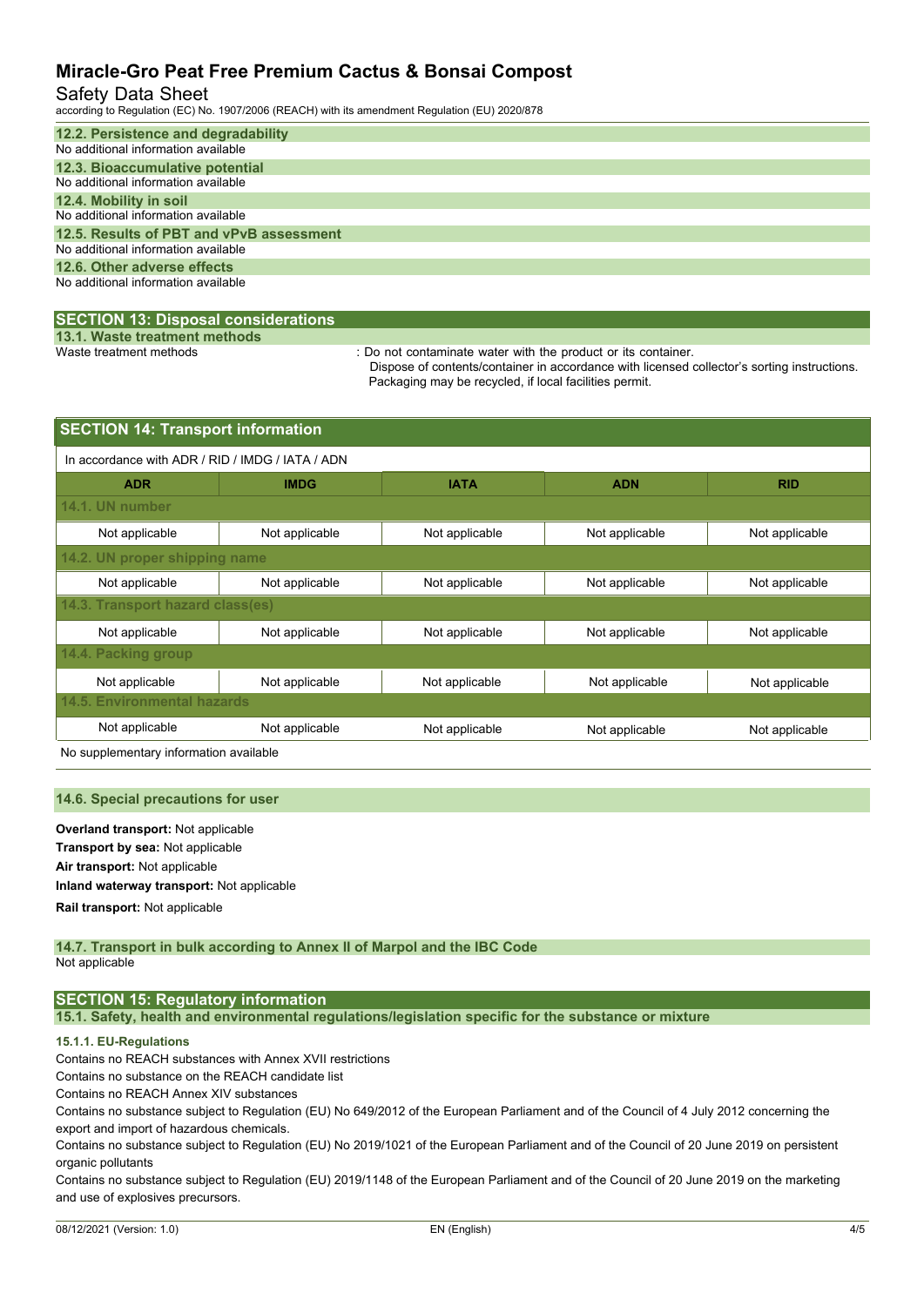### 12.2. Persistence and degradability

No additional information available

### 12.3. Bioaccumulative potential

No additional information available

### 12.4. Mobility in soil

No additional information available

### 12.5. Results of PBT and vPvB assessment

No additional information available

### 12.6. Other adverse effects

No additional information available

## SECTION 13: Disposal considerations

### 13.1. Waste treatment methods

Waste treatment methods : Do not contaminate water with the product or its container.
Dispose of contents/container in accordance with licensed collector's sorting instructions.
Packaging may be recycled, if local facilities permit.

## SECTION 14: Transport information

In accordance with ADR / RID / IMDG / IATA / ADN

| ADR | IMDG | IATA | ADN | RID |
|---|---|---|---|---|
| **14.1. UN number** | | | | |
| Not applicable | Not applicable | Not applicable | Not applicable | Not applicable |
| **14.2. UN proper shipping name** | | | | |
| Not applicable | Not applicable | Not applicable | Not applicable | Not applicable |
| **14.3. Transport hazard class(es)** | | | | |
| Not applicable | Not applicable | Not applicable | Not applicable | Not applicable |
| **14.4. Packing group** | | | | |
| Not applicable | Not applicable | Not applicable | Not applicable | Not applicable |
| **14.5. Environmental hazards** | | | | |
| Not applicable | Not applicable | Not applicable | Not applicable | Not applicable |

No supplementary information available

### 14.6. Special precautions for user

**Overland transport:** Not applicable

**Transport by sea:** Not applicable

**Air transport:** Not applicable

**Inland waterway transport:** Not applicable

**Rail transport:** Not applicable

### 14.7. Transport in bulk according to Annex II of Marpol and the IBC Code

Not applicable

## SECTION 15: Regulatory information

### 15.1. Safety, health and environmental regulations/legislation specific for the substance or mixture

#### 15.1.1. EU-Regulations

Contains no REACH substances with Annex XVII restrictions

Contains no substance on the REACH candidate list

Contains no REACH Annex XIV substances

Contains no substance subject to Regulation (EU) No 649/2012 of the European Parliament and of the Council of 4 July 2012 concerning the export and import of hazardous chemicals.

Contains no substance subject to Regulation (EU) No 2019/1021 of the European Parliament and of the Council of 20 June 2019 on persistent organic pollutants

Contains no substance subject to Regulation (EU) 2019/1148 of the European Parliament and of the Council of 20 June 2019 on the marketing and use of explosives precursors.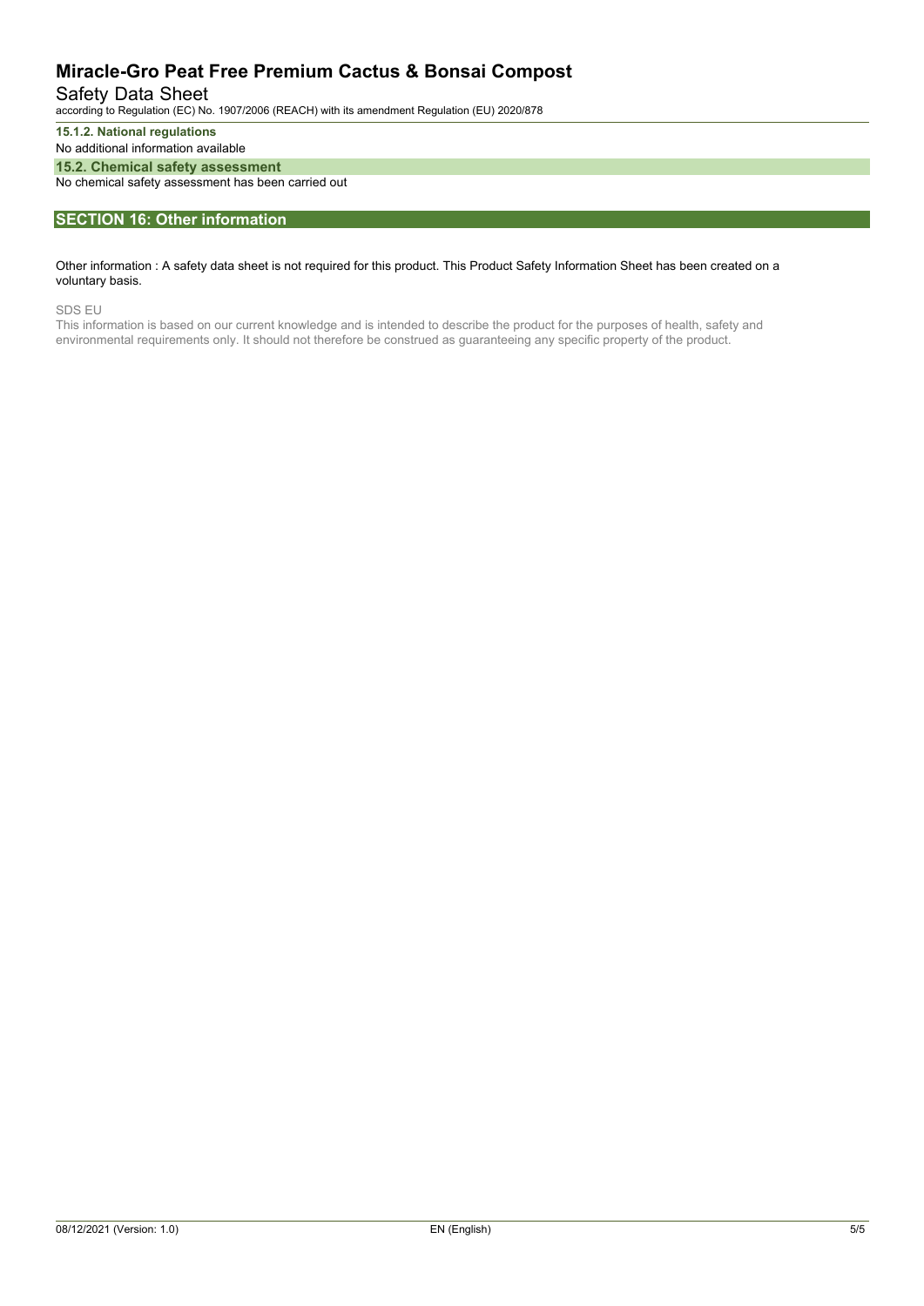#### 15.1.2. National regulations

No additional information available

### 15.2. Chemical safety assessment

No chemical safety assessment has been carried out

## SECTION 16: Other information

Other information : A safety data sheet is not required for this product. This Product Safety Information Sheet has been created on a voluntary basis.

SDS EU

This information is based on our current knowledge and is intended to describe the product for the purposes of health, safety and environmental requirements only. It should not therefore be construed as guaranteeing any specific property of the product.